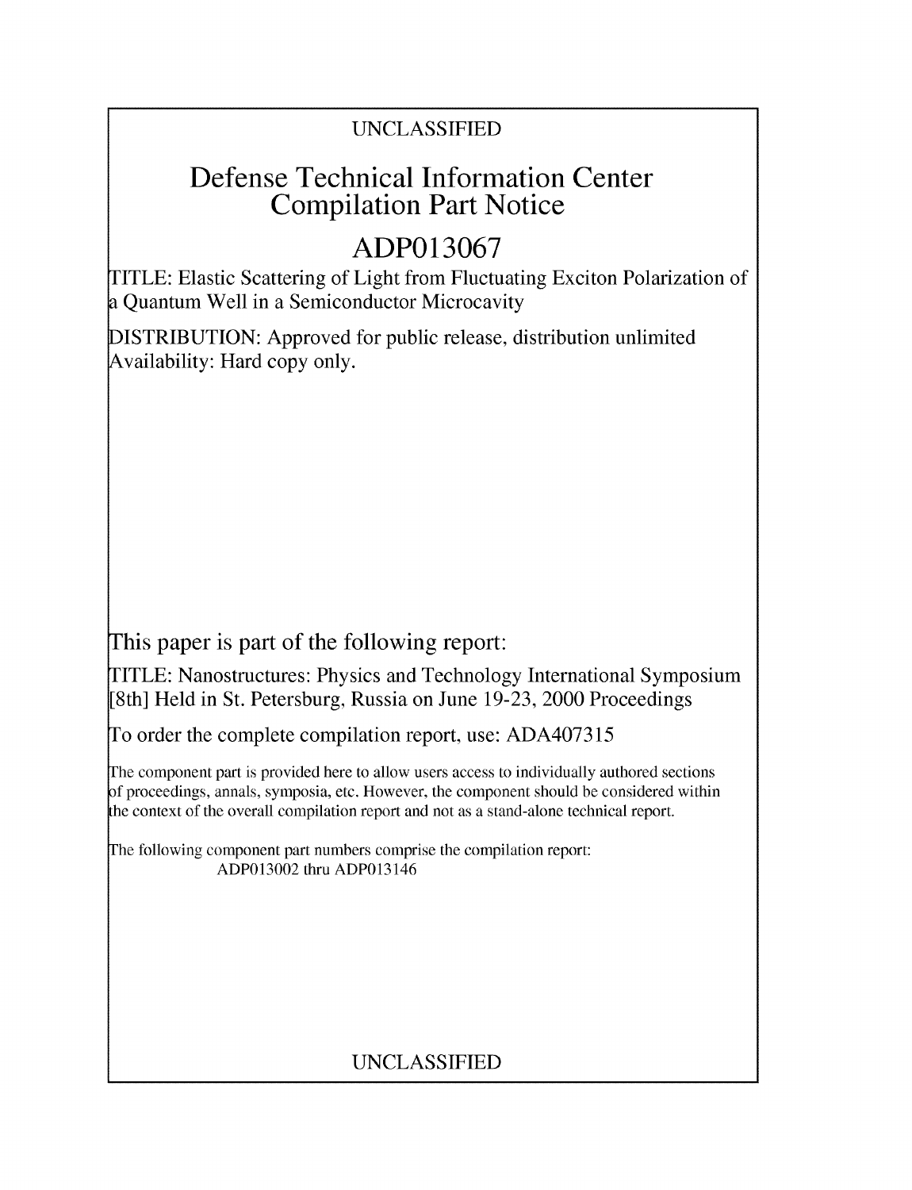UNCLASSIFIED

# Defense Technical Information Center Compilation Part Notice

# ADP013067

TITLE: Elastic Scattering of Light from Fluctuating Exciton Polarization of a Quantum Well in a Semiconductor Microcavity

DISTRIBUTION: Approved for public release, distribution unlimited
Availability: Hard copy only.

This paper is part of the following report:

TITLE: Nanostructures: Physics and Technology International Symposium [8th] Held in St. Petersburg, Russia on June 19-23, 2000 Proceedings

To order the complete compilation report, use: ADA407315

The component part is provided here to allow users access to individually authored sections of proceedings, annals, symposia, etc. However, the component should be considered within the context of the overall compilation report and not as a stand-alone technical report.

The following component part numbers comprise the compilation report:
ADP013002 thru ADP013146

UNCLASSIFIED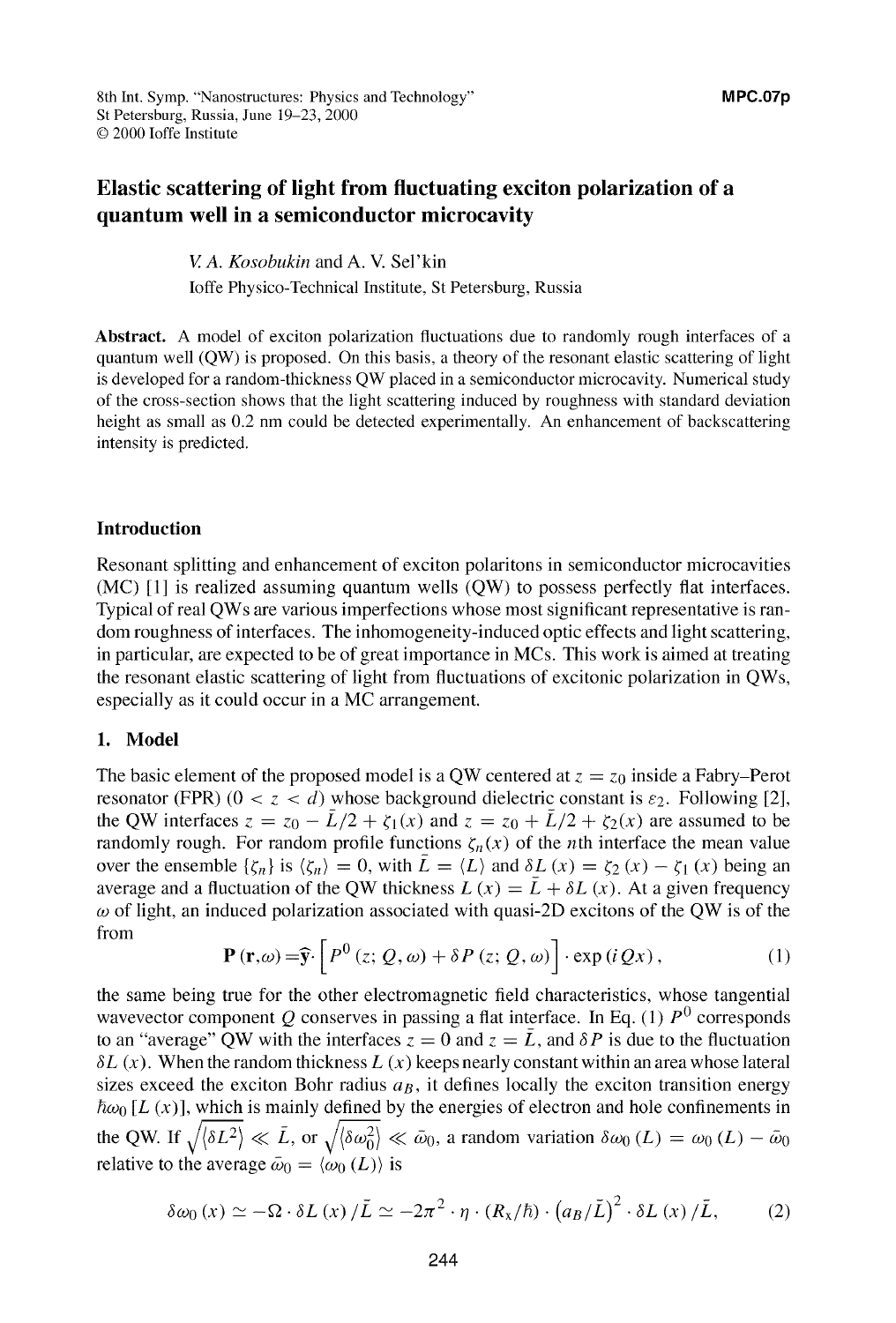8th Int. Symp. "Nanostructures: Physics and Technology"
St Petersburg, Russia, June 19–23, 2000
© 2000 Ioffe Institute

**MPC.07p**

# Elastic scattering of light from fluctuating exciton polarization of a quantum well in a semiconductor microcavity

*V. A. Kosobukin* and A. V. Sel'kin
Ioffe Physico-Technical Institute, St Petersburg, Russia

**Abstract.** A model of exciton polarization fluctuations due to randomly rough interfaces of a quantum well (QW) is proposed. On this basis, a theory of the resonant elastic scattering of light is developed for a random-thickness QW placed in a semiconductor microcavity. Numerical study of the cross-section shows that the light scattering induced by roughness with standard deviation height as small as 0.2 nm could be detected experimentally. An enhancement of backscattering intensity is predicted.

## Introduction

Resonant splitting and enhancement of exciton polaritons in semiconductor microcavities (MC) [1] is realized assuming quantum wells (QW) to possess perfectly flat interfaces. Typical of real QWs are various imperfections whose most significant representative is random roughness of interfaces. The inhomogeneity-induced optic effects and light scattering, in particular, are expected to be of great importance in MCs. This work is aimed at treating the resonant elastic scattering of light from fluctuations of excitonic polarization in QWs, especially as it could occur in a MC arrangement.

## 1. Model

The basic element of the proposed model is a QW centered at $z = z_0$ inside a Fabry–Perot resonator (FPR) ($0 < z < d$) whose background dielectric constant is $\varepsilon_2$. Following [2], the QW interfaces $z = z_0 - \bar{L}/2 + \zeta_1(x)$ and $z = z_0 + \bar{L}/2 + \zeta_2(x)$ are assumed to be randomly rough. For random profile functions $\zeta_n(x)$ of the $n$th interface the mean value over the ensemble $\{\zeta_n\}$ is $\langle \zeta_n \rangle = 0$, with $\bar{L} = \langle L \rangle$ and $\delta L(x) = \zeta_2(x) - \zeta_1(x)$ being an average and a fluctuation of the QW thickness $L(x) = \bar{L} + \delta L(x)$. At a given frequency $\omega$ of light, an induced polarization associated with quasi-2D excitons of the QW is of the from

$$\mathbf{P}(\mathbf{r},\omega) = \hat{\mathbf{y}} \cdot \left[ P^0(z; Q, \omega) + \delta P(z; Q, \omega) \right] \cdot \exp(iQx), \tag{1}$$

the same being true for the other electromagnetic field characteristics, whose tangential wavevector component $Q$ conserves in passing a flat interface. In Eq. (1) $P^0$ corresponds to an "average" QW with the interfaces $z = 0$ and $z = \bar{L}$, and $\delta P$ is due to the fluctuation $\delta L(x)$. When the random thickness $L(x)$ keeps nearly constant within an area whose lateral sizes exceed the exciton Bohr radius $a_B$, it defines locally the exciton transition energy $\hbar\omega_0[L(x)]$, which is mainly defined by the energies of electron and hole confinements in the QW. If $\sqrt{\langle \delta L^2 \rangle} \ll \bar{L}$, or $\sqrt{\langle \delta\omega_0^2 \rangle} \ll \bar{\omega}_0$, a random variation $\delta\omega_0(L) = \omega_0(L) - \bar{\omega}_0$ relative to the average $\bar{\omega}_0 = \langle \omega_0(L) \rangle$ is

$$\delta\omega_0(x) \simeq -\Omega \cdot \delta L(x)/\bar{L} \simeq -2\pi^2 \cdot \eta \cdot (R_x/\hbar) \cdot \left(a_B/\bar{L}\right)^2 \cdot \delta L(x)/\bar{L}, \tag{2}$$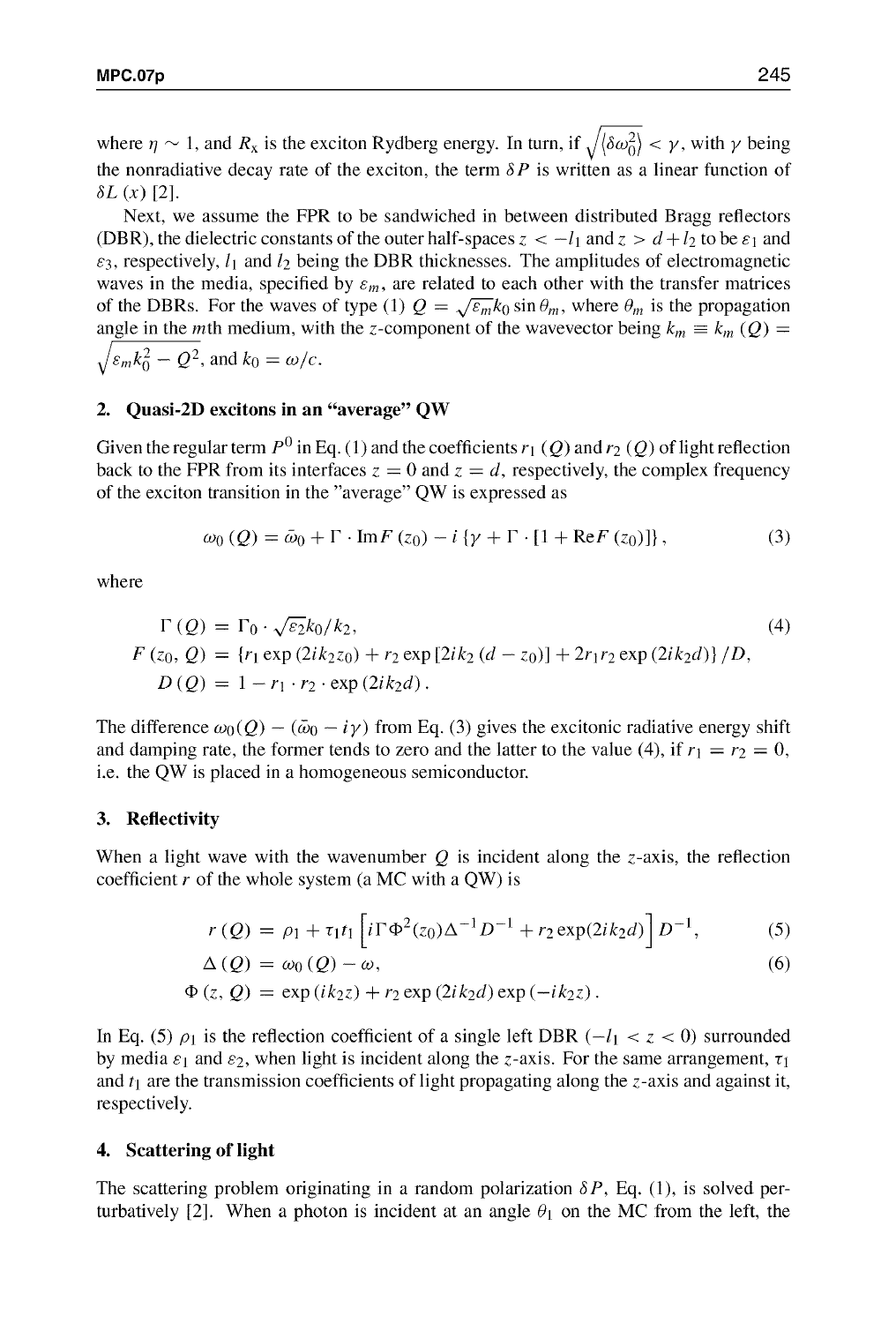where $\eta \sim 1$, and $R_x$ is the exciton Rydberg energy. In turn, if $\sqrt{\langle \delta\omega_0^2 \rangle} < \gamma$, with $\gamma$ being the nonradiative decay rate of the exciton, the term $\delta P$ is written as a linear function of $\delta L(x)$ [2].

Next, we assume the FPR to be sandwiched in between distributed Bragg reflectors (DBR), the dielectric constants of the outer half-spaces $z < -l_1$ and $z > d + l_2$ to be $\varepsilon_1$ and $\varepsilon_3$, respectively, $l_1$ and $l_2$ being the DBR thicknesses. The amplitudes of electromagnetic waves in the media, specified by $\varepsilon_m$, are related to each other with the transfer matrices of the DBRs. For the waves of type (1) $Q = \sqrt{\varepsilon_m} k_0 \sin\theta_m$, where $\theta_m$ is the propagation angle in the $m$th medium, with the $z$-component of the wavevector being $k_m \equiv k_m(Q) = \sqrt{\varepsilon_m k_0^2 - Q^2}$, and $k_0 = \omega/c$.

## 2. Quasi-2D excitons in an "average" QW

Given the regular term $P^0$ in Eq. (1) and the coefficients $r_1(Q)$ and $r_2(Q)$ of light reflection back to the FPR from its interfaces $z = 0$ and $z = d$, respectively, the complex frequency of the exciton transition in the "average" QW is expressed as

$$\omega_0(Q) = \bar{\omega}_0 + \Gamma \cdot \mathrm{Im} F(z_0) - i\{\gamma + \Gamma \cdot [1 + \mathrm{Re} F(z_0)]\}, \tag{3}$$

where

$$\begin{aligned} \Gamma(Q) &= \Gamma_0 \cdot \sqrt{\varepsilon_2} k_0 / k_2, \\ F(z_0, Q) &= \{r_1 \exp(2ik_2 z_0) + r_2 \exp[2ik_2(d - z_0)] + 2r_1 r_2 \exp(2ik_2 d)\} / D, \\ D(Q) &= 1 - r_1 \cdot r_2 \cdot \exp(2ik_2 d). \end{aligned} \tag{4}$$

The difference $\omega_0(Q) - (\bar{\omega}_0 - i\gamma)$ from Eq. (3) gives the excitonic radiative energy shift and damping rate, the former tends to zero and the latter to the value (4), if $r_1 = r_2 = 0$, i.e. the QW is placed in a homogeneous semiconductor.

## 3. Reflectivity

When a light wave with the wavenumber $Q$ is incident along the $z$-axis, the reflection coefficient $r$ of the whole system (a MC with a QW) is

$$r(Q) = \rho_1 + \tau_1 t_1 \left[ i\Gamma \Phi^2(z_0) \Delta^{-1} D^{-1} + r_2 \exp(2ik_2 d) \right] D^{-1}, \tag{5}$$

$$\Delta(Q) = \omega_0(Q) - \omega, \tag{6}$$

$$\Phi(z, Q) = \exp(ik_2 z) + r_2 \exp(2ik_2 d) \exp(-ik_2 z).$$

In Eq. (5) $\rho_1$ is the reflection coefficient of a single left DBR ($-l_1 < z < 0$) surrounded by media $\varepsilon_1$ and $\varepsilon_2$, when light is incident along the $z$-axis. For the same arrangement, $\tau_1$ and $t_1$ are the transmission coefficients of light propagating along the $z$-axis and against it, respectively.

## 4. Scattering of light

The scattering problem originating in a random polarization $\delta P$, Eq. (1), is solved perturbatively [2]. When a photon is incident at an angle $\theta_1$ on the MC from the left, the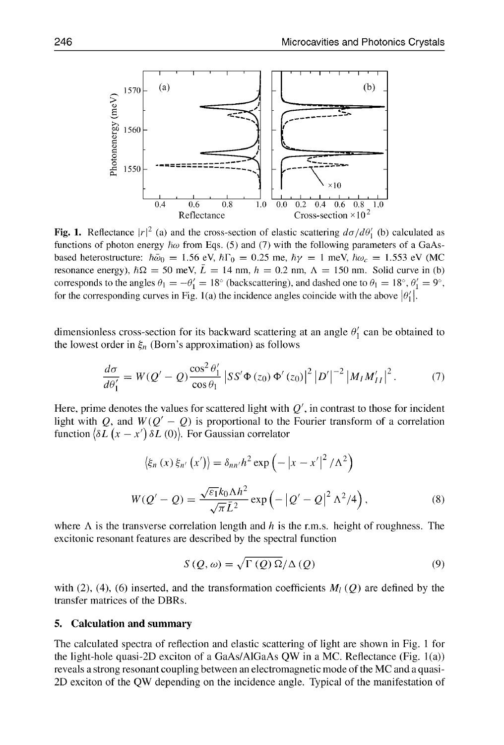Fig. 1. Reflectance $|r|^2$ (a) and the cross-section of elastic scattering $d\sigma/d\theta_1'$ (b) calculated as functions of photon energy $\hbar\omega$ from Eqs. (5) and (7) with the following parameters of a GaAs-based heterostructure: $\hbar\bar{\omega}_0 = 1.56$ eV, $\hbar\Gamma_0 = 0.25$ me, $\hbar\gamma = 1$ meV, $\hbar\omega_c = 1.553$ eV (MC resonance energy), $\hbar\Omega = 50$ meV, $\bar{L} = 14$ nm, $h = 0.2$ nm, $\Lambda = 150$ nm. Solid curve in (b) corresponds to the angles $\theta_1 = -\theta_1' = 18°$ (backscattering), and dashed one to $\theta_1 = 18°$, $\theta_1' = 9°$, for the corresponding curves in Fig. 1(a) the incidence angles coincide with the above $|\theta_1'|$.

dimensionless cross-section for its backward scattering at an angle $\theta_1'$ can be obtained to the lowest order in $\xi_n$ (Born's approximation) as follows

$$\frac{d\sigma}{d\theta_1'} = W(Q' - Q)\frac{\cos^2\theta_1'}{\cos\theta_1}\left|SS'\Phi(z_0)\Phi'(z_0)\right|^2\left|D'\right|^{-2}\left|M_I M_{II}'\right|^2. \tag{7}$$

Here, prime denotes the values for scattered light with $Q'$, in contrast to those for incident light with $Q$, and $W(Q' - Q)$ is proportional to the Fourier transform of a correlation function $\langle \delta L(x - x')\, \delta L(0)\rangle$. For Gaussian correlator

$$\langle \xi_n(x)\, \xi_{n'}(x')\rangle = \delta_{nn'} h^2 \exp\left(-\left|x - x'\right|^2/\Lambda^2\right)$$

$$W(Q' - Q) = \frac{\sqrt{\varepsilon_1}k_0\Lambda h^2}{\sqrt{\pi}\bar{L}^2}\exp\left(-\left|Q' - Q\right|^2\Lambda^2/4\right), \tag{8}$$

where $\Lambda$ is the transverse correlation length and $h$ is the r.m.s. height of roughness. The excitonic resonant features are described by the spectral function

$$S(Q, \omega) = \sqrt{\Gamma(Q)\,\Omega}/\Delta(Q) \tag{9}$$

with (2), (4), (6) inserted, and the transformation coefficients $M_l(Q)$ are defined by the transfer matrices of the DBRs.

## 5. Calculation and summary

The calculated spectra of reflection and elastic scattering of light are shown in Fig. 1 for the light-hole quasi-2D exciton of a GaAs/AlGaAs QW in a MC. Reflectance (Fig. 1(a)) reveals a strong resonant coupling between an electromagnetic mode of the MC and a quasi-2D exciton of the QW depending on the incidence angle. Typical of the manifestation of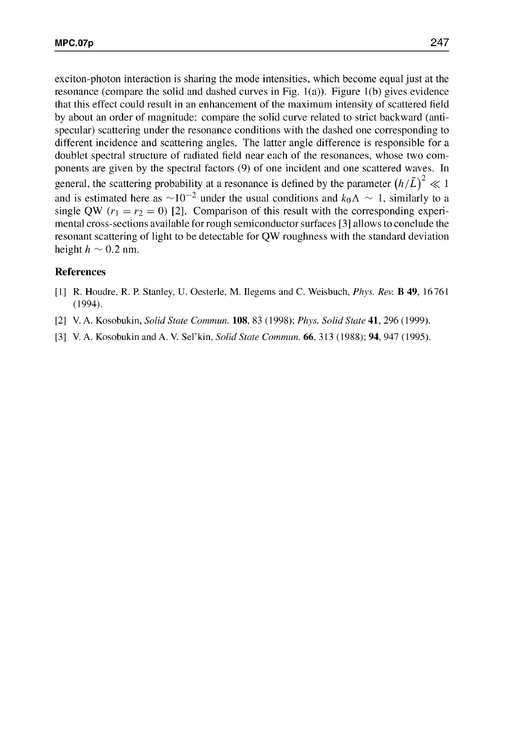exciton-photon interaction is sharing the mode intensities, which become equal just at the resonance (compare the solid and dashed curves in Fig. 1(a)). Figure 1(b) gives evidence that this effect could result in an enhancement of the maximum intensity of scattered field by about an order of magnitude: compare the solid curve related to strict backward (anti-specular) scattering under the resonance conditions with the dashed one corresponding to different incidence and scattering angles. The latter angle difference is responsible for a doublet spectral structure of radiated field near each of the resonances, whose two components are given by the spectral factors (9) of one incident and one scattered waves. In general, the scattering probability at a resonance is defined by the parameter $(h/\bar{L})^2 \ll 1$ and is estimated here as $\sim 10^{-2}$ under the usual conditions and $k_0\Lambda \sim 1$, similarly to a single QW ($r_1 = r_2 = 0$) [2]. Comparison of this result with the corresponding experimental cross-sections available for rough semiconductor surfaces [3] allows to conclude the resonant scattering of light to be detectable for QW roughness with the standard deviation height $h \sim 0.2$ nm.

## References

[1] R. Houdre, R. P. Stanley, U. Oesterle, M. Ilegems and C. Weisbuch, *Phys. Rev.* **B 49**, 16761 (1994).

[2] V. A. Kosobukin, *Solid State Commun.* **108**, 83 (1998); *Phys. Solid State* **41**, 296 (1999).

[3] V. A. Kosobukin and A. V. Sel'kin, *Solid State Commun.* **66**, 313 (1988); **94**, 947 (1995).